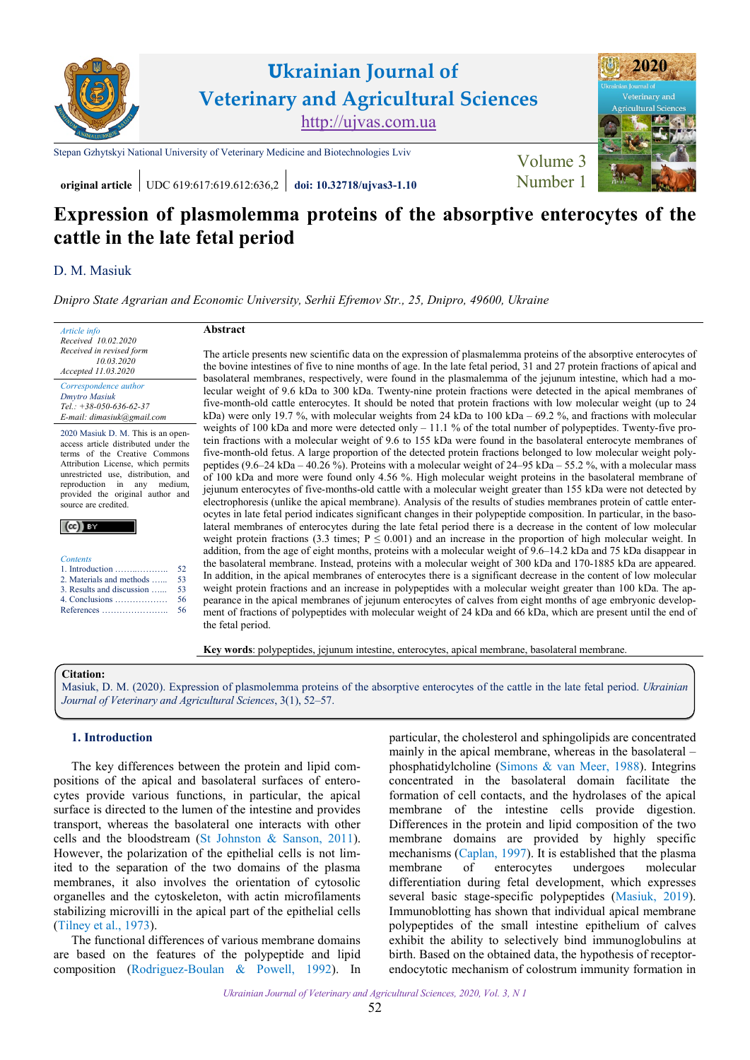# Ukrainian Journal of Veterinary and Agricultural Sciences

http://ujvas.com.ua

Stepan Gzhytskyi National University of Veterinary Medicine and Biotechnologies Lviv

Volume 3 Number 1

original article | UDC 619:617:619.612:636,2 | doi: 10.32718/ujvas3-1.10

# Expression of plasmolemma proteins of the absorptive enterocytes of the cattle in the late fetal period

D. M. Masiuk

*Dnipro State Agrarian and Economic University, Serhii Efremov Str., 25, Dnipro, 49600, Ukraine*

*Article info*
Received 10.02.2020
Received in revised form 10.03.2020
Accepted 11.03.2020

*Correspondence author*
*Dmytro Masiuk*
*Tel.: +38-050-636-62-37*
*E-mail: dimasiuk@gmail.com*

2020 Masiuk D. M. This is an open-access article distributed under the terms of the Creative Commons Attribution License, which permits unrestricted use, distribution, and reproduction in any medium, provided the original author and source are credited.

*Contents*
1. Introduction ... 52
2. Materials and methods ... 53
3. Results and discussion ... 53
4. Conclusions ... 56
References ... 56

**Abstract**

The article presents new scientific data on the expression of plasmalemma proteins of the absorptive enterocytes of the bovine intestines of five to nine months of age. In the late fetal period, 31 and 27 protein fractions of apical and basolateral membranes, respectively, were found in the plasmalemma of the jejunum intestine, which had a molecular weight of 9.6 kDa to 300 kDa. Twenty-nine protein fractions were detected in the apical membranes of five-month-old cattle enterocytes. It should be noted that protein fractions with low molecular weight (up to 24 kDa) were only 19.7 %, with molecular weights from 24 kDa to 100 kDa – 69.2 %, and fractions with molecular weights of 100 kDa and more were detected only – 11.1 % of the total number of polypeptides. Twenty-five protein fractions with a molecular weight of 9.6 to 155 kDa were found in the basolateral enterocyte membranes of five-month-old fetus. A large proportion of the detected protein fractions belonged to low molecular weight polypeptides (9.6–24 kDa – 40.26 %). Proteins with a molecular weight of 24–95 kDa – 55.2 %, with a molecular mass of 100 kDa and more were found only 4.56 %. High molecular weight proteins in the basolateral membrane of jejunum enterocytes of five-months-old cattle with a molecular weight greater than 155 kDa were not detected by electrophoresis (unlike the apical membrane). Analysis of the results of studies membranes protein of cattle enterocytes in late fetal period indicates significant changes in their polypeptide composition. In particular, in the basolateral membranes of enterocytes during the late fetal period there is a decrease in the content of low molecular weight protein fractions (3.3 times; $P \leq 0.001$) and an increase in the proportion of high molecular weight. In addition, from the age of eight months, proteins with a molecular weight of 9.6–14.2 kDa and 75 kDa disappear in the basolateral membrane. Instead, proteins with a molecular weight of 300 kDa and 170-1885 kDa are appeared. In addition, in the apical membranes of enterocytes there is a significant decrease in the content of low molecular weight protein fractions and an increase in polypeptides with a molecular weight greater than 100 kDa. The appearance in the apical membranes of jejunum enterocytes of calves from eight months of age embryonic development of fractions of polypeptides with molecular weight of 24 kDa and 66 kDa, which are present until the end of the fetal period.

**Key words**: polypeptides, jejunum intestine, enterocytes, apical membrane, basolateral membrane.

**Citation:**
Masiuk, D. M. (2020). Expression of plasmolemma proteins of the absorptive enterocytes of the cattle in the late fetal period. *Ukrainian Journal of Veterinary and Agricultural Sciences*, 3(1), 52–57.

## 1. Introduction

The key differences between the protein and lipid compositions of the apical and basolateral surfaces of enterocytes provide various functions, in particular, the apical surface is directed to the lumen of the intestine and provides transport, whereas the basolateral one interacts with other cells and the bloodstream (St Johnston & Sanson, 2011). However, the polarization of the epithelial cells is not limited to the separation of the two domains of the plasma membranes, it also involves the orientation of cytosolic organelles and the cytoskeleton, with actin microfilaments stabilizing microvilli in the apical part of the epithelial cells (Tilney et al., 1973).

The functional differences of various membrane domains are based on the features of the polypeptide and lipid composition (Rodriguez-Boulan & Powell, 1992). In particular, the cholesterol and sphingolipids are concentrated mainly in the apical membrane, whereas in the basolateral – phosphatidylcholine (Simons & van Meer, 1988). Integrins concentrated in the basolateral domain facilitate the formation of cell contacts, and the hydrolases of the apical membrane of the intestine cells provide digestion. Differences in the protein and lipid composition of the two membrane domains are provided by highly specific mechanisms (Caplan, 1997). It is established that the plasma membrane of enterocytes undergoes molecular differentiation during fetal development, which expresses several basic stage-specific polypeptides (Masiuk, 2019). Immunoblotting has shown that individual apical membrane polypeptides of the small intestine epithelium of calves exhibit the ability to selectively bind immunoglobulins at birth. Based on the obtained data, the hypothesis of receptor-endocytotic mechanism of colostrum immunity formation in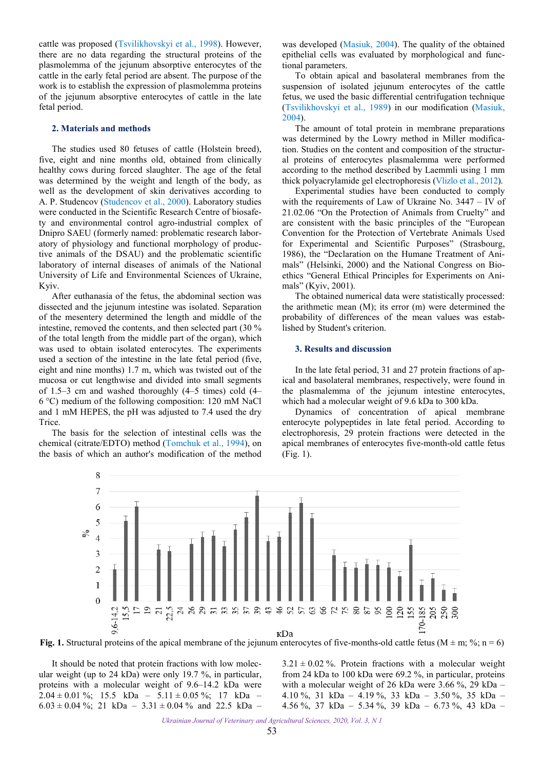cattle was proposed (Tsvilikhovskyi et al., 1998). However, there are no data regarding the structural proteins of the plasmolemma of the jejunum absorptive enterocytes of the cattle in the early fetal period are absent. The purpose of the work is to establish the expression of plasmolemma proteins of the jejunum absorptive enterocytes of cattle in the late fetal period.

## 2. Materials and methods

The studies used 80 fetuses of cattle (Holstein breed), five, eight and nine months old, obtained from clinically healthy cows during forced slaughter. The age of the fetal was determined by the weight and length of the body, as well as the development of skin derivatives according to A. P. Studencov (Studencov et al., 2000). Laboratory studies were conducted in the Scientific Research Centre of biosafety and environmental control agro-industrial complex of Dnipro SAEU (formerly named: problematic research laboratory of physiology and functional morphology of productive animals of the DSAU) and the problematic scientific laboratory of internal diseases of animals of the National University of Life and Environmental Sciences of Ukraine, Kyiv.

After euthanasia of the fetus, the abdominal section was dissected and the jejunum intestine was isolated. Separation of the mesentery determined the length and middle of the intestine, removed the contents, and then selected part (30 % of the total length from the middle part of the organ), which was used to obtain isolated enterocytes. The experiments used a section of the intestine in the late fetal period (five, eight and nine months) 1.7 m, which was twisted out of the mucosa or cut lengthwise and divided into small segments of 1.5–3 cm and washed thoroughly (4–5 times) cold (4–6 °C) medium of the following composition: 120 mM NaCl and 1 mM HEPES, the pH was adjusted to 7.4 used the dry Trice.

The basis for the selection of intestinal cells was the chemical (citrate/EDTO) method (Tomchuk et al., 1994), on the basis of which an author's modification of the method was developed (Masiuk, 2004). The quality of the obtained epithelial cells was evaluated by morphological and functional parameters.

To obtain apical and basolateral membranes from the suspension of isolated jejunum enterocytes of the cattle fetus, we used the basic differential centrifugation technique (Tsvilikhovskyi et al., 1989) in our modification (Masiuk, 2004).

The amount of total protein in membrane preparations was determined by the Lowry method in Miller modification. Studies on the content and composition of the structural proteins of enterocytes plasmalemma were performed according to the method described by Laemmli using 1 mm thick polyacrylamide gel electrophoresis (Vlizlo et al., 2012).

Experimental studies have been conducted to comply with the requirements of Law of Ukraine No. 3447 – IV of 21.02.06 "On the Protection of Animals from Cruelty" and are consistent with the basic principles of the "European Convention for the Protection of Vertebrate Animals Used for Experimental and Scientific Purposes" (Strasbourg, 1986), the "Declaration on the Humane Treatment of Animals" (Helsinki, 2000) and the National Congress on Bioethics "General Ethical Principles for Experiments on Animals" (Kyiv, 2001).

The obtained numerical data were statistically processed: the arithmetic mean (M); its error (m) were determined the probability of differences of the mean values was established by Student's criterion.

## 3. Results and discussion

In the late fetal period, 31 and 27 protein fractions of apical and basolateral membranes, respectively, were found in the plasmalemma of the jejunum intestine enterocytes, which had a molecular weight of 9.6 kDa to 300 kDa.

Dynamics of concentration of apical membrane enterocyte polypeptides in late fetal period. According to electrophoresis, 29 protein fractions were detected in the apical membranes of enterocytes five-month-old cattle fetus (Fig. 1).

**Fig. 1.** Structural proteins of the apical membrane of the jejunum enterocytes of five-months-old cattle fetus (M ± m; %; n = 6)

It should be noted that protein fractions with low molecular weight (up to 24 kDa) were only 19.7 %, in particular, proteins with a molecular weight of 9.6–14.2 kDa were 2.04 ± 0.01 %; 15.5 kDa – 5.11 ± 0.05 %; 17 kDa – 6.03 ± 0.04 %; 21 kDa – 3.31 ± 0.04 % and 22.5 kDa – 3.21 ± 0.02 %. Protein fractions with a molecular weight from 24 kDa to 100 kDa were 69.2 %, in particular, proteins with a molecular weight of 26 kDa were 3.66 %, 29 kDa – 4.10 %, 31 kDa – 4.19 %, 33 kDa – 3.50 %, 35 kDa – 4.56 %, 37 kDa – 5.34 %, 39 kDa – 6.73 %, 43 kDa –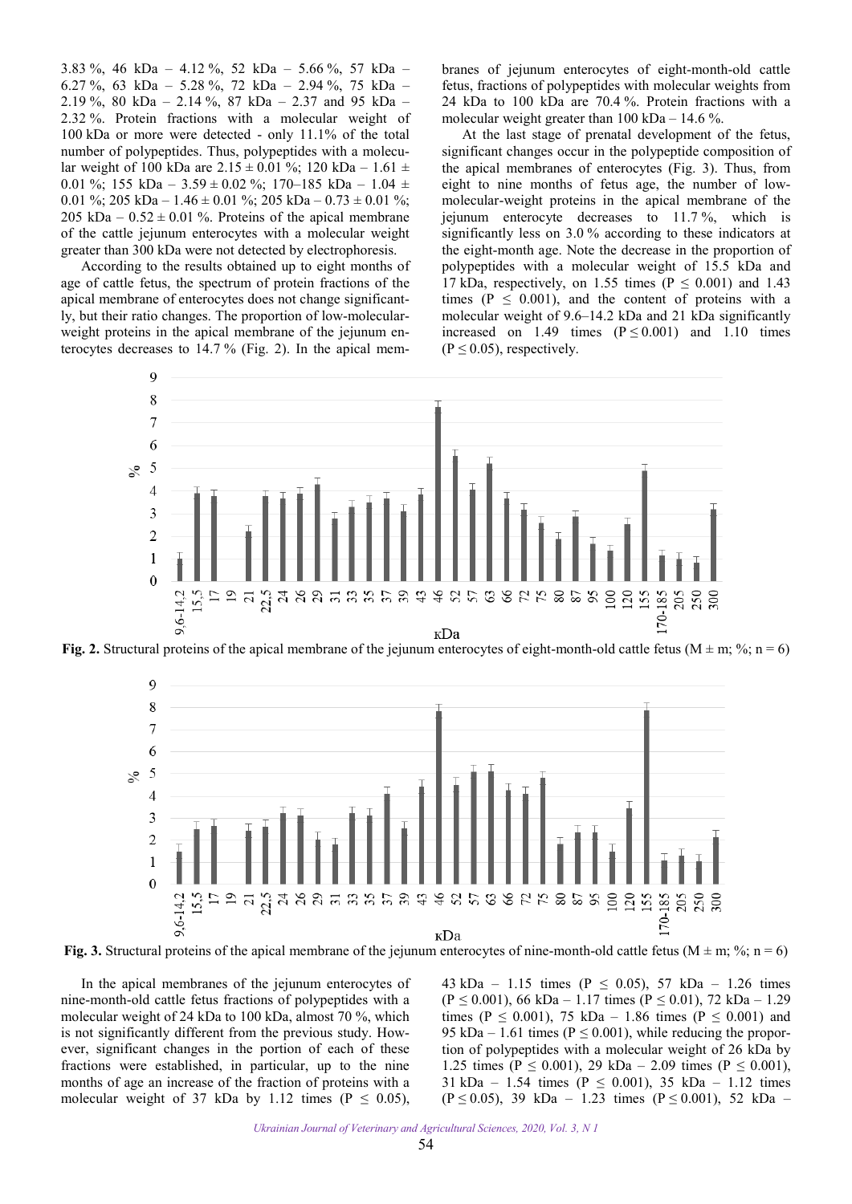3.83 %, 46 kDa – 4.12 %, 52 kDa – 5.66 %, 57 kDa – 6.27 %, 63 kDa – 5.28 %, 72 kDa – 2.94 %, 75 kDa – 2.19 %, 80 kDa – 2.14 %, 87 kDa – 2.37 and 95 kDa – 2.32 %. Protein fractions with a molecular weight of 100 kDa or more were detected - only 11.1% of the total number of polypeptides. Thus, polypeptides with a molecular weight of 100 kDa are 2.15 ± 0.01 %; 120 kDa – 1.61 ± 0.01 %; 155 kDa – 3.59 ± 0.02 %; 170–185 kDa – 1.04 ± 0.01 %; 205 kDa – 1.46 ± 0.01 %; 205 kDa – 0.73 ± 0.01 %; 205 kDa – 0.52 ± 0.01 %. Proteins of the apical membrane of the cattle jejunum enterocytes with a molecular weight greater than 300 kDa were not detected by electrophoresis.

According to the results obtained up to eight months of age of cattle fetus, the spectrum of protein fractions of the apical membrane of enterocytes does not change significantly, but their ratio changes. The proportion of low-molecular-weight proteins in the apical membrane of the jejunum enterocytes decreases to 14.7 % (Fig. 2). In the apical membranes of jejunum enterocytes of eight-month-old cattle fetus, fractions of polypeptides with molecular weights from 24 kDa to 100 kDa are 70.4 %. Protein fractions with a molecular weight greater than 100 kDa – 14.6 %.

At the last stage of prenatal development of the fetus, significant changes occur in the polypeptide composition of the apical membranes of enterocytes (Fig. 3). Thus, from eight to nine months of fetus age, the number of low-molecular-weight proteins in the apical membrane of the jejunum enterocyte decreases to 11.7 %, which is significantly less on 3.0 % according to these indicators at the eight-month age. Note the decrease in the proportion of polypeptides with a molecular weight of 15.5 kDa and 17 kDa, respectively, on 1.55 times ($P \leq 0.001$) and 1.43 times ($P \leq 0.001$), and the content of proteins with a molecular weight of 9.6–14.2 kDa and 21 kDa significantly increased on 1.49 times ($P \leq 0.001$) and 1.10 times ($P \leq 0.05$), respectively.

**Fig. 2.** Structural proteins of the apical membrane of the jejunum enterocytes of eight-month-old cattle fetus (M ± m; %; n = 6)

**Fig. 3.** Structural proteins of the apical membrane of the jejunum enterocytes of nine-month-old cattle fetus (M ± m; %; n = 6)

In the apical membranes of the jejunum enterocytes of nine-month-old cattle fetus fractions of polypeptides with a molecular weight of 24 kDa to 100 kDa, almost 70 %, which is not significantly different from the previous study. However, significant changes in the portion of each of these fractions were established, in particular, up to the nine months of age an increase of the fraction of proteins with a molecular weight of 37 kDa by 1.12 times ($P \leq 0.05$), 43 kDa – 1.15 times ($P \leq 0.05$), 57 kDa – 1.26 times ($P \leq 0.001$), 66 kDa – 1.17 times ($P \leq 0.01$), 72 kDa – 1.29 times ($P \leq 0.001$), 75 kDa – 1.86 times ($P \leq 0.001$) and 95 kDa – 1.61 times ($P \leq 0.001$), while reducing the proportion of polypeptides with a molecular weight of 26 kDa by 1.25 times ($P \leq 0.001$), 29 kDa – 2.09 times ($P \leq 0.001$), 31 kDa – 1.54 times ($P \leq 0.001$), 35 kDa – 1.12 times ($P \leq 0.05$), 39 kDa – 1.23 times ($P \leq 0.001$), 52 kDa –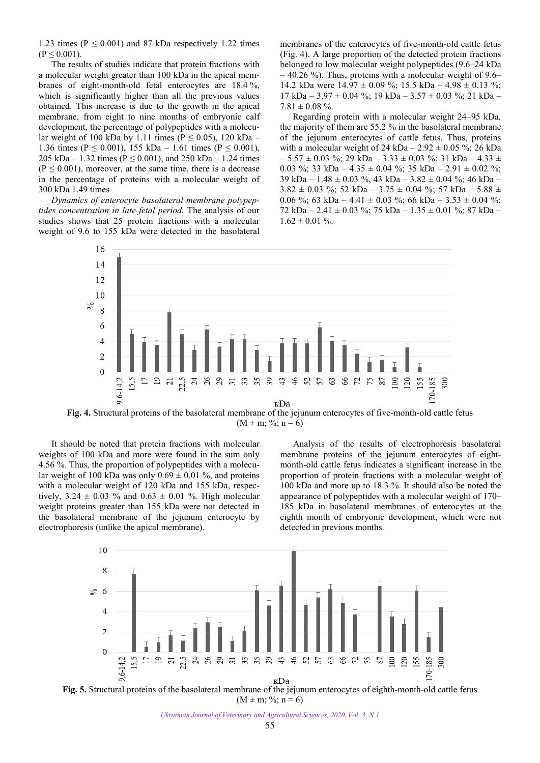1.23 times ($P \leq 0.001$) and 87 kDa respectively 1.22 times ($P \leq 0.001$).

The results of studies indicate that protein fractions with a molecular weight greater than 100 kDa in the apical membranes of eight-month-old fetal enterocytes are 18.4 %, which is significantly higher than all the previous values obtained. This increase is due to the growth in the apical membrane, from eight to nine months of embryonic calf development, the percentage of polypeptides with a molecular weight of 100 kDa by 1.11 times ($P \leq 0.05$), 120 kDa – 1.36 times ($P \leq 0.001$), 155 kDa – 1.61 times ($P \leq 0.001$), 205 kDa – 1.32 times ($P \leq 0.001$), and 250 kDa – 1.24 times ($P \leq 0.001$), moreover, at the same time, there is a decrease in the percentage of proteins with a molecular weight of 300 kDa 1.49 times

*Dynamics of enterocyte basolateral membrane polypeptides concentration in late fetal period.* The analysis of our studies shows that 25 protein fractions with a molecular weight of 9.6 to 155 kDa were detected in the basolateral membranes of the enterocytes of five-month-old cattle fetus (Fig. 4). A large proportion of the detected protein fractions belonged to low molecular weight polypeptides (9.6–24 kDa – 40.26 %). Thus, proteins with a molecular weight of 9.6–14.2 kDa were 14.97 ± 0.09 %; 15.5 kDa – 4.98 ± 0.13 %; 17 kDa – 3.97 ± 0.04 %; 19 kDa – 3.57 ± 0.03 %; 21 kDa – 7.81 ± 0.08 %.

Regarding protein with a molecular weight 24–95 kDa, the majority of them are 55.2 % in the basolateral membrane of the jejunum enterocytes of cattle fetus. Thus, proteins with a molecular weight of 24 kDa – 2.92 ± 0.05 %; 26 kDa – 5.57 ± 0.03 %; 29 kDa – 3.33 ± 0.03 %; 31 kDa – 4.33 ± 0.03 %; 33 kDa – 4.35 ± 0.04 %; 35 kDa – 2.91 ± 0.02 %; 39 kDa – 1.48 ± 0.03 %, 43 kDa – 3.82 ± 0.04 %; 46 kDa – 3.82 ± 0.03 %; 52 kDa – 3.75 ± 0.04 %; 57 kDa – 5.88 ± 0.06 %; 63 kDa – 4.41 ± 0.03 %; 66 kDa – 3.53 ± 0.04 %; 72 kDa – 2.41 ± 0.03 %; 75 kDa – 1.35 ± 0.01 %; 87 kDa – 1.62 ± 0.01 %.

**Fig. 4.** Structural proteins of the basolateral membrane of the jejunum enterocytes of five-month-old cattle fetus (M ± m; %; n = 6)

It should be noted that protein fractions with molecular weights of 100 kDa and more were found in the sum only 4.56 %. Thus, the proportion of polypeptides with a molecular weight of 100 kDa was only 0.69 ± 0.01 %, and proteins with a molecular weight of 120 kDa and 155 kDa, respectively, 3.24 ± 0.03 % and 0.63 ± 0.01 %. High molecular weight proteins greater than 155 kDa were not detected in the basolateral membrane of the jejunum enterocyte by electrophoresis (unlike the apical membrane).

Analysis of the results of electrophoresis basolateral membrane proteins of the jejunum enterocytes of eight-month-old cattle fetus indicates a significant increase in the proportion of protein fractions with a molecular weight of 100 kDa and more up to 18.3 %. It should also be noted the appearance of polypeptides with a molecular weight of 170–185 kDa in basolateral membranes of enterocytes at the eighth month of embryonic development, which were not detected in previous months.

**Fig. 5.** Structural proteins of the basolateral membrane of the jejunum enterocytes of eighth-month-old cattle fetus (M ± m; %; n = 6)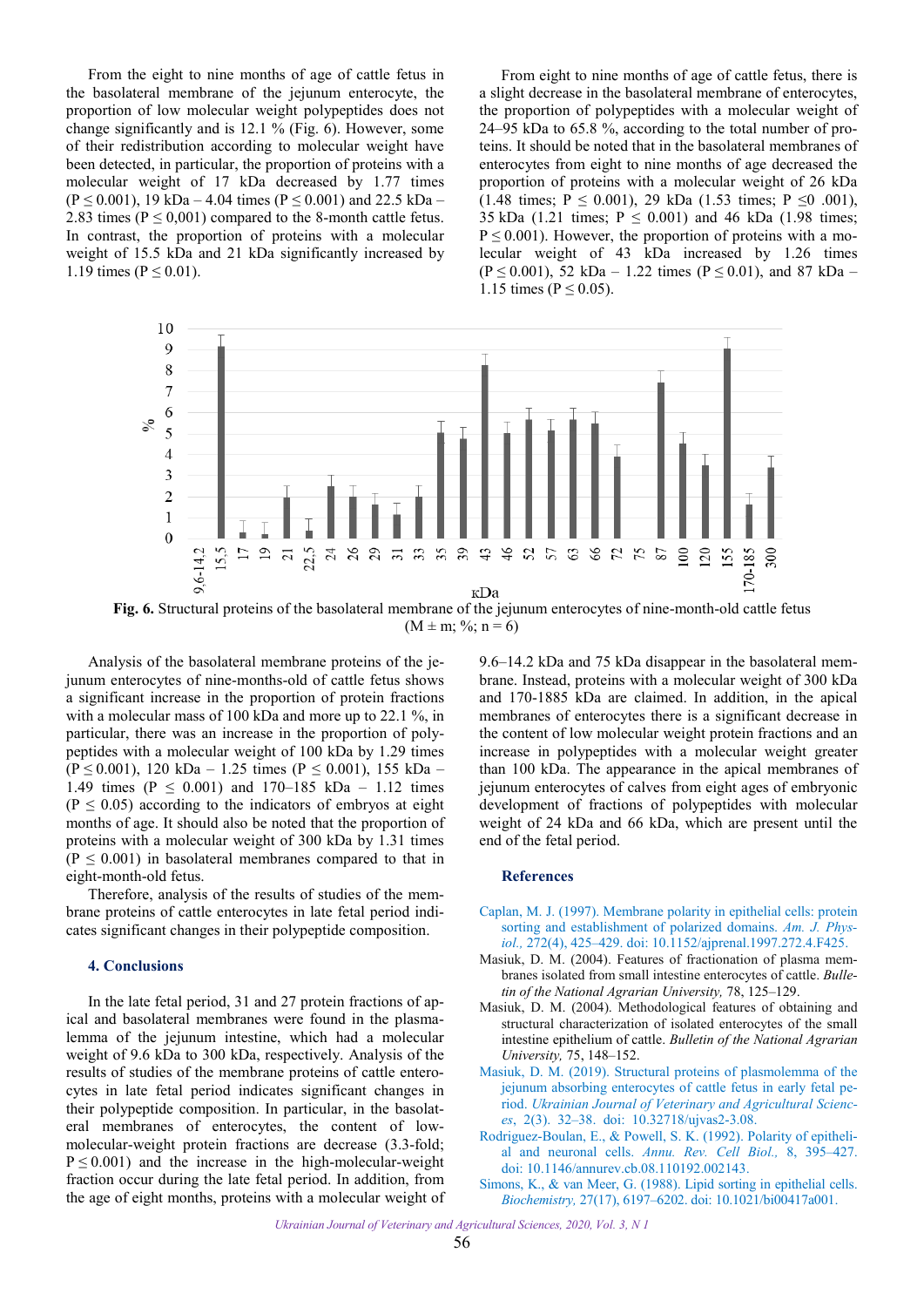From the eight to nine months of age of cattle fetus in the basolateral membrane of the jejunum enterocyte, the proportion of low molecular weight polypeptides does not change significantly and is 12.1 % (Fig. 6). However, some of their redistribution according to molecular weight have been detected, in particular, the proportion of proteins with a molecular weight of 17 kDa decreased by 1.77 times (P ≤ 0.001), 19 kDa – 4.04 times (P ≤ 0.001) and 22.5 kDa – 2.83 times (P ≤ 0,001) compared to the 8-month cattle fetus. In contrast, the proportion of proteins with a molecular weight of 15.5 kDa and 21 kDa significantly increased by 1.19 times (P ≤ 0.01).

From eight to nine months of age of cattle fetus, there is a slight decrease in the basolateral membrane of enterocytes, the proportion of polypeptides with a molecular weight of 24–95 kDa to 65.8 %, according to the total number of proteins. It should be noted that in the basolateral membranes of enterocytes from eight to nine months of age decreased the proportion of proteins with a molecular weight of 26 kDa (1.48 times; P ≤ 0.001), 29 kDa (1.53 times; P ≤0 .001), 35 kDa (1.21 times; P ≤ 0.001) and 46 kDa (1.98 times; P ≤ 0.001). However, the proportion of proteins with a molecular weight of 43 kDa increased by 1.26 times (P ≤ 0.001), 52 kDa – 1.22 times (P ≤ 0.01), and 87 kDa – 1.15 times (P ≤ 0.05).

**Fig. 6.** Structural proteins of the basolateral membrane of the jejunum enterocytes of nine-month-old cattle fetus (M ± m; %; n = 6)

Analysis of the basolateral membrane proteins of the jejunum enterocytes of nine-months-old of cattle fetus shows a significant increase in the proportion of protein fractions with a molecular mass of 100 kDa and more up to 22.1 %, in particular, there was an increase in the proportion of polypeptides with a molecular weight of 100 kDa by 1.29 times (P ≤ 0.001), 120 kDa – 1.25 times (P ≤ 0.001), 155 kDa – 1.49 times (P ≤ 0.001) and 170–185 kDa – 1.12 times (P ≤ 0.05) according to the indicators of embryos at eight months of age. It should also be noted that the proportion of proteins with a molecular weight of 300 kDa by 1.31 times (P ≤ 0.001) in basolateral membranes compared to that in eight-month-old fetus.

Therefore, analysis of the results of studies of the membrane proteins of cattle enterocytes in late fetal period indicates significant changes in their polypeptide composition.

## 4. Conclusions

In the late fetal period, 31 and 27 protein fractions of apical and basolateral membranes were found in the plasmalemma of the jejunum intestine, which had a molecular weight of 9.6 kDa to 300 kDa, respectively. Analysis of the results of studies of the membrane proteins of cattle enterocytes in late fetal period indicates significant changes in their polypeptide composition. In particular, in the basolateral membranes of enterocytes, the content of low-molecular-weight protein fractions are decrease (3.3-fold; P ≤ 0.001) and the increase in the high-molecular-weight fraction occur during the late fetal period. In addition, from the age of eight months, proteins with a molecular weight of 9.6–14.2 kDa and 75 kDa disappear in the basolateral membrane. Instead, proteins with a molecular weight of 300 kDa and 170-1885 kDa are claimed. In addition, in the apical membranes of enterocytes there is a significant decrease in the content of low molecular weight protein fractions and an increase in polypeptides with a molecular weight greater than 100 kDa. The appearance in the apical membranes of jejunum enterocytes of calves from eight ages of embryonic development of fractions of polypeptides with molecular weight of 24 kDa and 66 kDa, which are present until the end of the fetal period.

## References

Caplan, M. J. (1997). Membrane polarity in epithelial cells: protein sorting and establishment of polarized domains. *Am. J. Physiol.,* 272(4), 425–429. doi: 10.1152/ajprenal.1997.272.4.F425.

Masiuk, D. M. (2004). Features of fractionation of plasma membranes isolated from small intestine enterocytes of cattle. *Bulletin of the National Agrarian University,* 78, 125–129.

Masiuk, D. M. (2004). Methodological features of obtaining and structural characterization of isolated enterocytes of the small intestine epithelium of cattle. *Bulletin of the National Agrarian University,* 75, 148–152.

Masiuk, D. M. (2019). Structural proteins of plasmolemma of the jejunum absorbing enterocytes of cattle fetus in early fetal period. *Ukrainian Journal of Veterinary and Agricultural Sciences*, 2(3). 32–38. doi: 10.32718/ujvas2-3.08.

Rodriguez-Boulan, E., & Powell, S. K. (1992). Polarity of epithelial and neuronal cells. *Annu. Rev. Cell Biol.,* 8, 395–427. doi: 10.1146/annurev.cb.08.110192.002143.

Simons, K., & van Meer, G. (1988). Lipid sorting in epithelial cells. *Biochemistry,* 27(17), 6197–6202. doi: 10.1021/bi00417a001.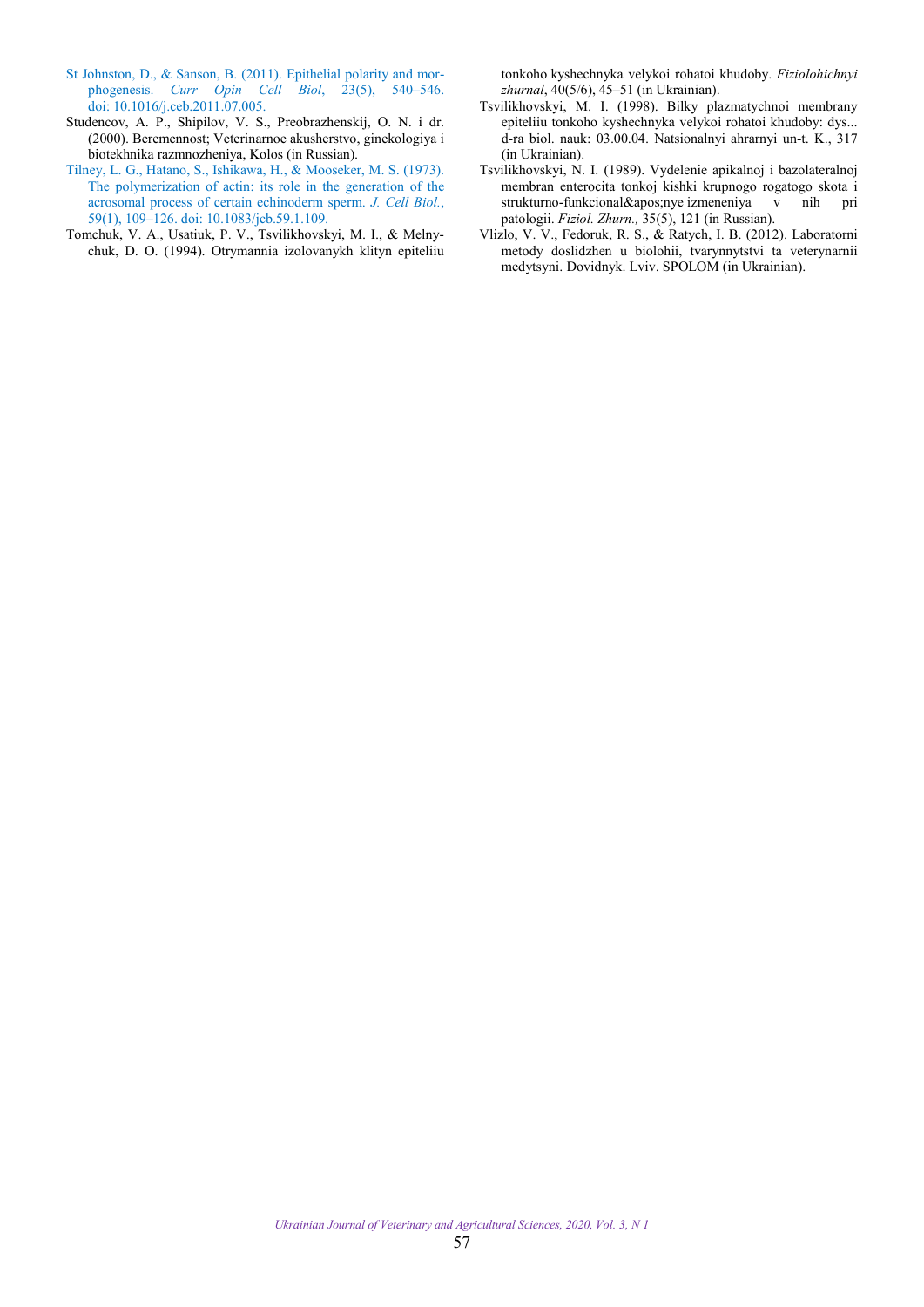St Johnston, D., & Sanson, B. (2011). Epithelial polarity and morphogenesis. *Curr Opin Cell Biol*, 23(5), 540–546. doi: 10.1016/j.ceb.2011.07.005.

Studencov, A. P., Shipilov, V. S., Preobrazhenskij, O. N. i dr. (2000). Beremennost; Veterinarnoe akusherstvo, ginekologiya i biotekhnika razmnozheniya, Kolos (in Russian).

Tilney, L. G., Hatano, S., Ishikawa, H., & Mooseker, M. S. (1973). The polymerization of actin: its role in the generation of the acrosomal process of certain echinoderm sperm. *J. Cell Biol.*, 59(1), 109–126. doi: 10.1083/jcb.59.1.109.

Tomchuk, V. A., Usatiuk, P. V., Tsvilikhovskyi, M. I., & Melnychuk, D. O. (1994). Otrymannia izolovanykh klityn epiteliiu tonkoho kyshechnyka velykoi rohatoi khudoby. *Fiziolohichnyi zhurnal*, 40(5/6), 45–51 (in Ukrainian).

Tsvilikhovskyi, M. I. (1998). Bilky plazmatychnoi membrany epiteliiu tonkoho kyshechnyka velykoi rohatoi khudoby: dys... d-ra biol. nauk: 03.00.04. Natsionalnyi ahrarnyi un-t. K., 317 (in Ukrainian).

Tsvilikhovskyi, N. I. (1989). Vydelenie apikalnoj i bazolateralnoj membran enterocita tonkoj kishki krupnogo rogatogo skota i strukturno-funkcional&apos;nye izmeneniya v nih pri patologii. *Fiziol. Zhurn.,* 35(5), 121 (in Russian).

Vlizlo, V. V., Fedoruk, R. S., & Ratych, I. B. (2012). Laboratorni metody doslidzhen u biolohii, tvarynnytstvi ta veterynarnii medytsyni. Dovidnyk. Lviv. SPOLOM (in Ukrainian).